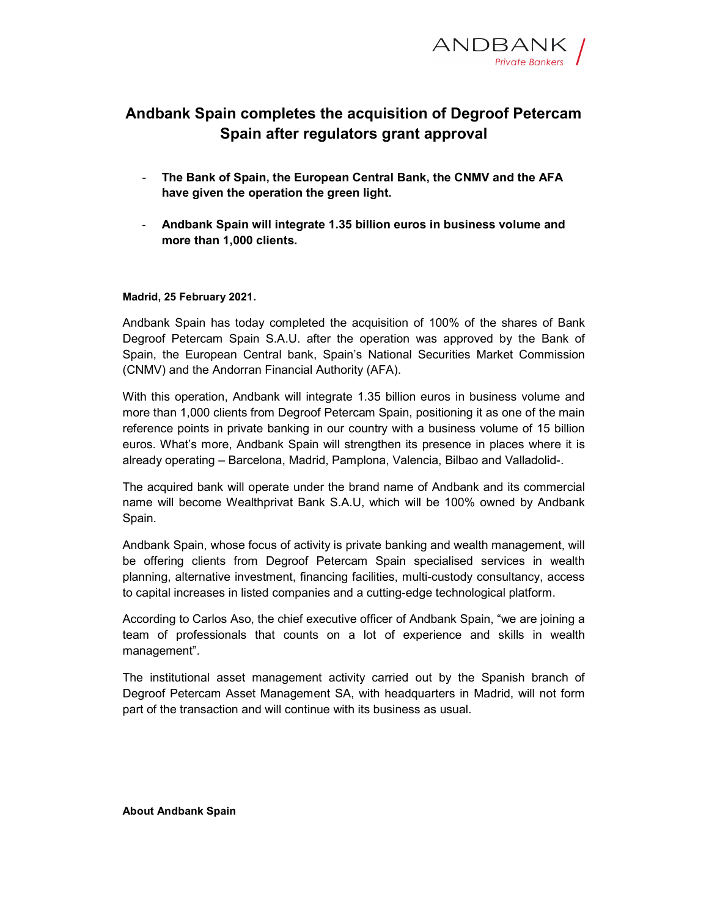ANDBANK
*Private Bankers*

# Andbank Spain completes the acquisition of Degroof Petercam Spain after regulators grant approval

- **The Bank of Spain, the European Central Bank, the CNMV and the AFA have given the operation the green light.**
- **Andbank Spain will integrate 1.35 billion euros in business volume and more than 1,000 clients.**

**Madrid, 25 February 2021.**

Andbank Spain has today completed the acquisition of 100% of the shares of Bank Degroof Petercam Spain S.A.U. after the operation was approved by the Bank of Spain, the European Central bank, Spain's National Securities Market Commission (CNMV) and the Andorran Financial Authority (AFA).

With this operation, Andbank will integrate 1.35 billion euros in business volume and more than 1,000 clients from Degroof Petercam Spain, positioning it as one of the main reference points in private banking in our country with a business volume of 15 billion euros. What's more, Andbank Spain will strengthen its presence in places where it is already operating – Barcelona, Madrid, Pamplona, Valencia, Bilbao and Valladolid-.

The acquired bank will operate under the brand name of Andbank and its commercial name will become Wealthprivat Bank S.A.U, which will be 100% owned by Andbank Spain.

Andbank Spain, whose focus of activity is private banking and wealth management, will be offering clients from Degroof Petercam Spain specialised services in wealth planning, alternative investment, financing facilities, multi-custody consultancy, access to capital increases in listed companies and a cutting-edge technological platform.

According to Carlos Aso, the chief executive officer of Andbank Spain, "we are joining a team of professionals that counts on a lot of experience and skills in wealth management".

The institutional asset management activity carried out by the Spanish branch of Degroof Petercam Asset Management SA, with headquarters in Madrid, will not form part of the transaction and will continue with its business as usual.

**About Andbank Spain**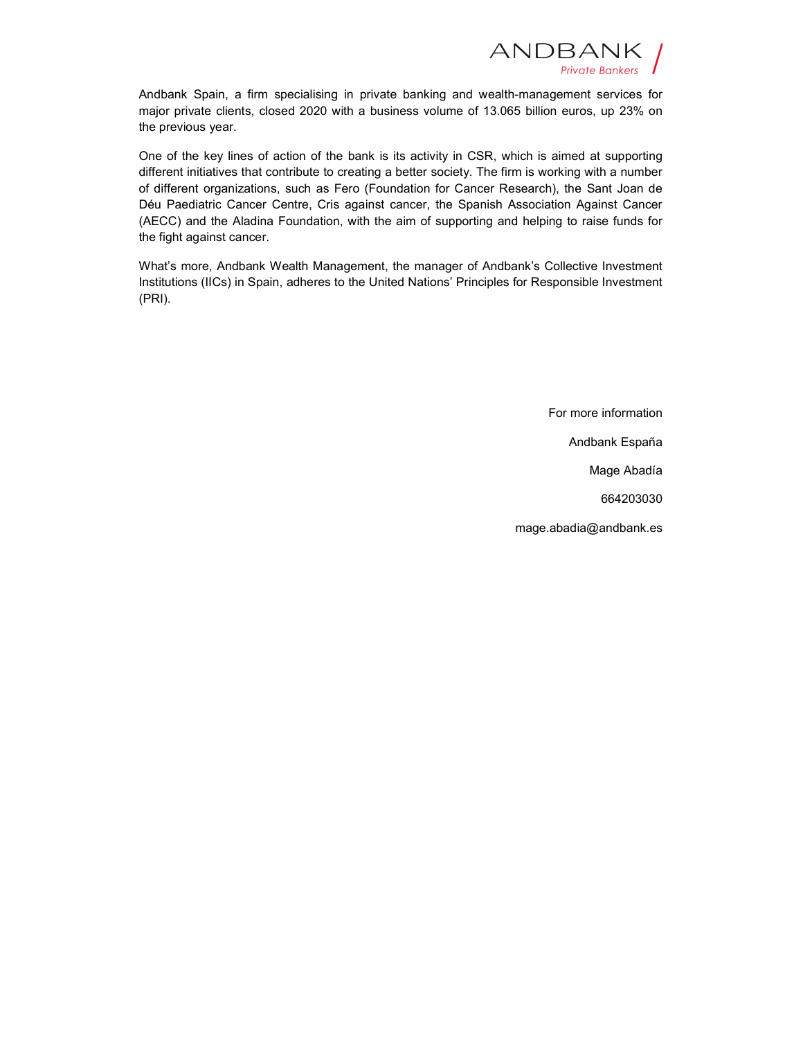Andbank Spain, a firm specialising in private banking and wealth-management services for major private clients, closed 2020 with a business volume of 13.065 billion euros, up 23% on the previous year.

One of the key lines of action of the bank is its activity in CSR, which is aimed at supporting different initiatives that contribute to creating a better society. The firm is working with a number of different organizations, such as Fero (Foundation for Cancer Research), the Sant Joan de Déu Paediatric Cancer Centre, Cris against cancer, the Spanish Association Against Cancer (AECC) and the Aladina Foundation, with the aim of supporting and helping to raise funds for the fight against cancer.

What's more, Andbank Wealth Management, the manager of Andbank's Collective Investment Institutions (IICs) in Spain, adheres to the United Nations' Principles for Responsible Investment (PRI).

For more information

Andbank España

Mage Abadía

664203030

mage.abadia@andbank.es